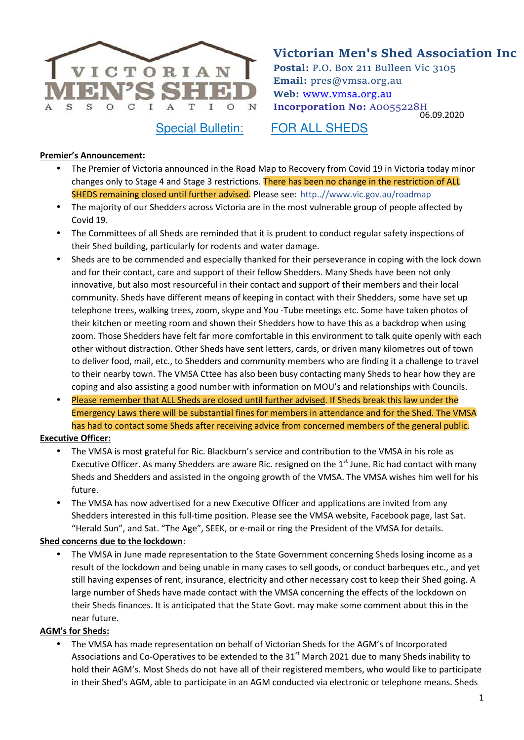**Victorian Men's Shed Association Inc**
**Postal:** P.O. Box 211 Bulleen Vic 3105
**Email:** pres@vmsa.org.au
**Web:** www.vmsa.org.au
**Incorporation No:** A0055228H

06.09.2020

## Special Bulletin: FOR ALL SHEDS

**Premier's Announcement:**

- The Premier of Victoria announced in the Road Map to Recovery from Covid 19 in Victoria today minor changes only to Stage 4 and Stage 3 restrictions. There has been no change in the restriction of ALL SHEDS remaining closed until further advised. Please see: http../www.vic.gov.au/roadmap
- The majority of our Shedders across Victoria are in the most vulnerable group of people affected by Covid 19.
- The Committees of all Sheds are reminded that it is prudent to conduct regular safety inspections of their Shed building, particularly for rodents and water damage.
- Sheds are to be commended and especially thanked for their perseverance in coping with the lock down and for their contact, care and support of their fellow Shedders. Many Sheds have been not only innovative, but also most resourceful in their contact and support of their members and their local community. Sheds have different means of keeping in contact with their Shedders, some have set up telephone trees, walking trees, zoom, skype and You -Tube meetings etc. Some have taken photos of their kitchen or meeting room and shown their Shedders how to have this as a backdrop when using zoom. Those Shedders have felt far more comfortable in this environment to talk quite openly with each other without distraction. Other Sheds have sent letters, cards, or driven many kilometres out of town to deliver food, mail, etc., to Shedders and community members who are finding it a challenge to travel to their nearby town. The VMSA Cttee has also been busy contacting many Sheds to hear how they are coping and also assisting a good number with information on MOU's and relationships with Councils.
- Please remember that ALL Sheds are closed until further advised. If Sheds break this law under the Emergency Laws there will be substantial fines for members in attendance and for the Shed. The VMSA has had to contact some Sheds after receiving advice from concerned members of the general public.

**Executive Officer:**

- The VMSA is most grateful for Ric. Blackburn's service and contribution to the VMSA in his role as Executive Officer. As many Shedders are aware Ric. resigned on the 1st June. Ric had contact with many Sheds and Shedders and assisted in the ongoing growth of the VMSA. The VMSA wishes him well for his future.
- The VMSA has now advertised for a new Executive Officer and applications are invited from any Shedders interested in this full-time position. Please see the VMSA website, Facebook page, last Sat. "Herald Sun", and Sat. "The Age", SEEK, or e-mail or ring the President of the VMSA for details.

**Shed concerns due to the lockdown:**

- The VMSA in June made representation to the State Government concerning Sheds losing income as a result of the lockdown and being unable in many cases to sell goods, or conduct barbeques etc., and yet still having expenses of rent, insurance, electricity and other necessary cost to keep their Shed going. A large number of Sheds have made contact with the VMSA concerning the effects of the lockdown on their Sheds finances. It is anticipated that the State Govt. may make some comment about this in the near future.

**AGM's for Sheds:**

- The VMSA has made representation on behalf of Victorian Sheds for the AGM's of Incorporated Associations and Co-Operatives to be extended to the 31st March 2021 due to many Sheds inability to hold their AGM's. Most Sheds do not have all of their registered members, who would like to participate in their Shed's AGM, able to participate in an AGM conducted via electronic or telephone means. Sheds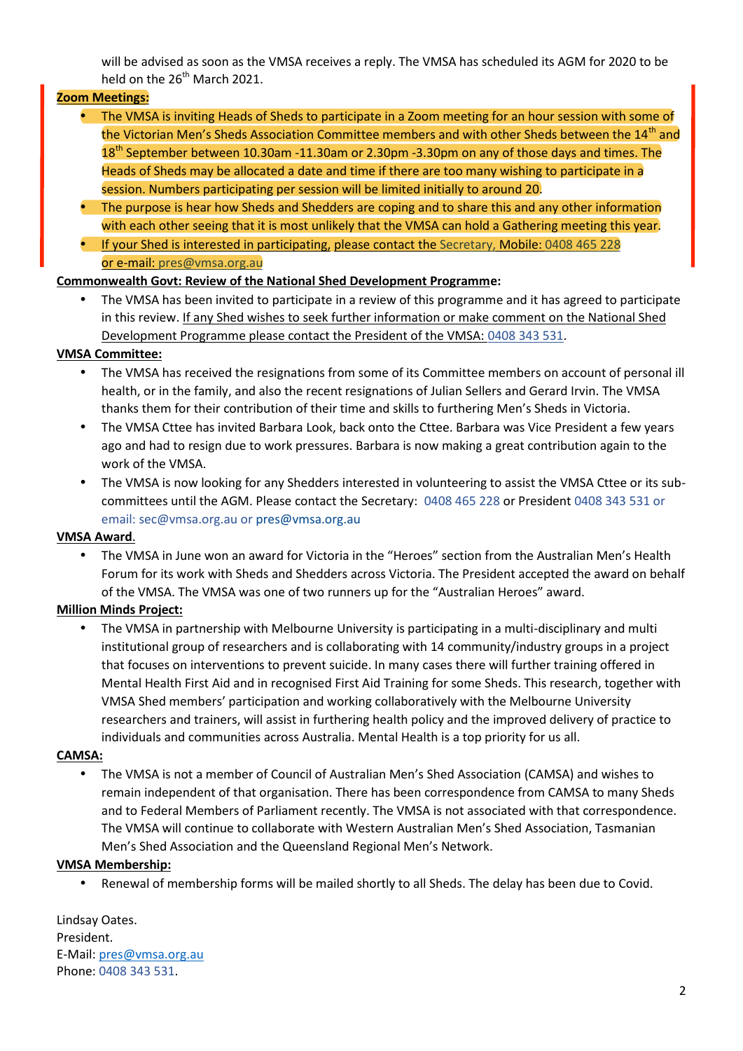will be advised as soon as the VMSA receives a reply. The VMSA has scheduled its AGM for 2020 to be held on the 26th March 2021.

**Zoom Meetings:**

- The VMSA is inviting Heads of Sheds to participate in a Zoom meeting for an hour session with some of the Victorian Men's Sheds Association Committee members and with other Sheds between the 14th and 18th September between 10.30am -11.30am or 2.30pm -3.30pm on any of those days and times. The Heads of Sheds may be allocated a date and time if there are too many wishing to participate in a session. Numbers participating per session will be limited initially to around 20.
- The purpose is hear how Sheds and Shedders are coping and to share this and any other information with each other seeing that it is most unlikely that the VMSA can hold a Gathering meeting this year.
- If your Shed is interested in participating, please contact the Secretary, Mobile: 0408 465 228 or e-mail: pres@vmsa.org.au

**Commonwealth Govt: Review of the National Shed Development Programme:**

- The VMSA has been invited to participate in a review of this programme and it has agreed to participate in this review. If any Shed wishes to seek further information or make comment on the National Shed Development Programme please contact the President of the VMSA: 0408 343 531.

**VMSA Committee:**

- The VMSA has received the resignations from some of its Committee members on account of personal ill health, or in the family, and also the recent resignations of Julian Sellers and Gerard Irvin. The VMSA thanks them for their contribution of their time and skills to furthering Men's Sheds in Victoria.
- The VMSA Cttee has invited Barbara Look, back onto the Cttee. Barbara was Vice President a few years ago and had to resign due to work pressures. Barbara is now making a great contribution again to the work of the VMSA.
- The VMSA is now looking for any Shedders interested in volunteering to assist the VMSA Cttee or its sub-committees until the AGM. Please contact the Secretary: 0408 465 228 or President 0408 343 531 or email: sec@vmsa.org.au or pres@vmsa.org.au

**VMSA Award.**

- The VMSA in June won an award for Victoria in the "Heroes" section from the Australian Men's Health Forum for its work with Sheds and Shedders across Victoria. The President accepted the award on behalf of the VMSA. The VMSA was one of two runners up for the "Australian Heroes" award.

**Million Minds Project:**

- The VMSA in partnership with Melbourne University is participating in a multi-disciplinary and multi institutional group of researchers and is collaborating with 14 community/industry groups in a project that focuses on interventions to prevent suicide. In many cases there will further training offered in Mental Health First Aid and in recognised First Aid Training for some Sheds. This research, together with VMSA Shed members' participation and working collaboratively with the Melbourne University researchers and trainers, will assist in furthering health policy and the improved delivery of practice to individuals and communities across Australia. Mental Health is a top priority for us all.

**CAMSA:**

- The VMSA is not a member of Council of Australian Men's Shed Association (CAMSA) and wishes to remain independent of that organisation. There has been correspondence from CAMSA to many Sheds and to Federal Members of Parliament recently. The VMSA is not associated with that correspondence. The VMSA will continue to collaborate with Western Australian Men's Shed Association, Tasmanian Men's Shed Association and the Queensland Regional Men's Network.

**VMSA Membership:**

- Renewal of membership forms will be mailed shortly to all Sheds. The delay has been due to Covid.

Lindsay Oates.
President.
E-Mail: pres@vmsa.org.au
Phone: 0408 343 531.